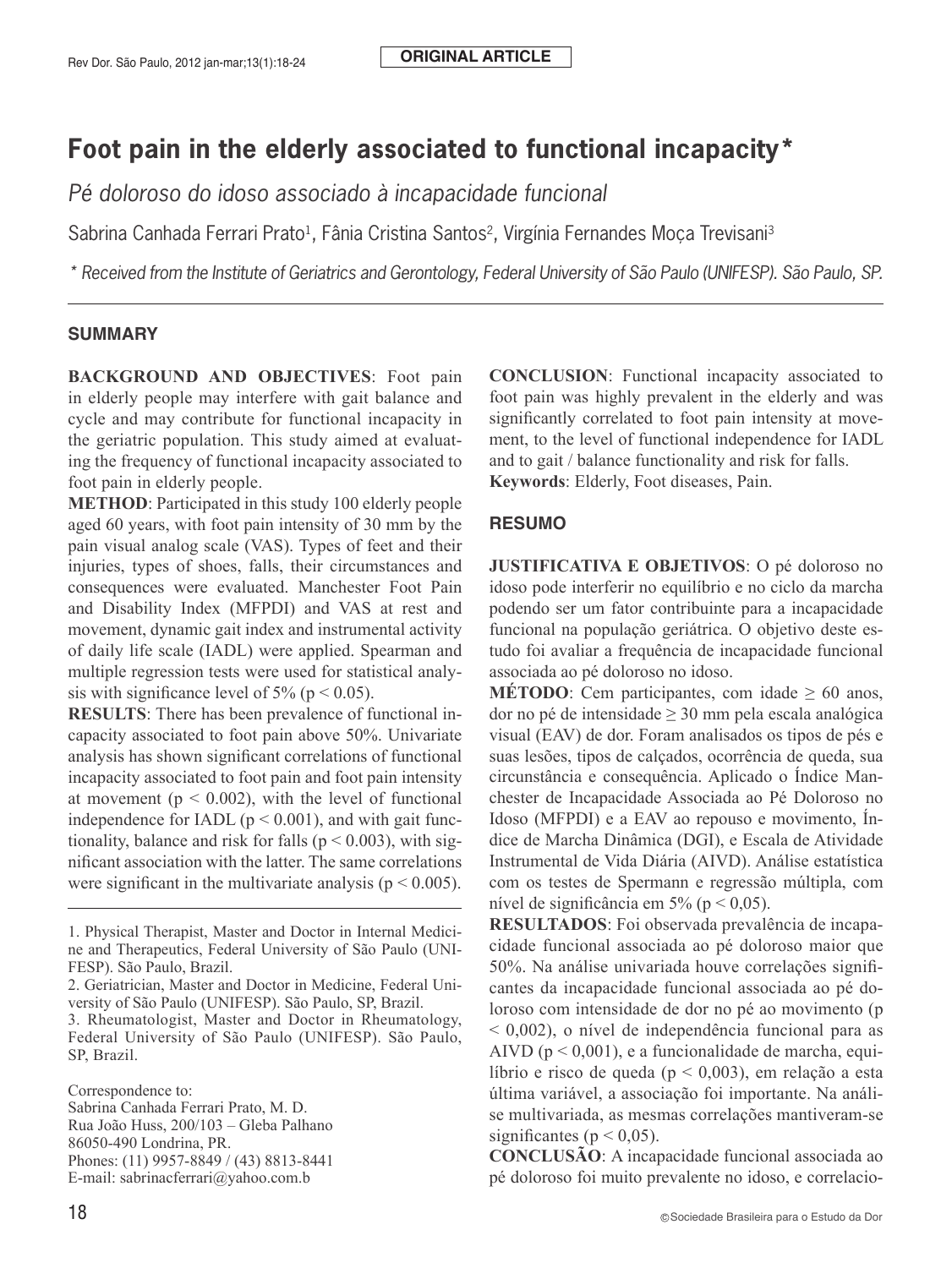ORIGINAL ARTICLE

# Foot pain in the elderly associated to functional incapacity*

*Pé doloroso do idoso associado à incapacidade funcional*

Sabrina Canhada Ferrari Prato[1], Fânia Cristina Santos[2], Virgínia Fernandes Moça Trevisani[3]

*\* Received from the Institute of Geriatrics and Gerontology, Federal University of São Paulo (UNIFESP). São Paulo, SP.*

## SUMMARY

**BACKGROUND AND OBJECTIVES**: Foot pain in elderly people may interfere with gait balance and cycle and may contribute for functional incapacity in the geriatric population. This study aimed at evaluating the frequency of functional incapacity associated to foot pain in elderly people.

**METHOD**: Participated in this study 100 elderly people aged 60 years, with foot pain intensity of 30 mm by the pain visual analog scale (VAS). Types of feet and their injuries, types of shoes, falls, their circumstances and consequences were evaluated. Manchester Foot Pain and Disability Index (MFPDI) and VAS at rest and movement, dynamic gait index and instrumental activity of daily life scale (IADL) were applied. Spearman and multiple regression tests were used for statistical analysis with significance level of 5% ($p < 0.05$).

**RESULTS**: There has been prevalence of functional incapacity associated to foot pain above 50%. Univariate analysis has shown significant correlations of functional incapacity associated to foot pain and foot pain intensity at movement ($p < 0.002$), with the level of functional independence for IADL ($p < 0.001$), and with gait functionality, balance and risk for falls ($p < 0.003$), with significant association with the latter. The same correlations were significant in the multivariate analysis ($p < 0.005$).

**CONCLUSION**: Functional incapacity associated to foot pain was highly prevalent in the elderly and was significantly correlated to foot pain intensity at movement, to the level of functional independence for IADL and to gait / balance functionality and risk for falls.

**Keywords**: Elderly, Foot diseases, Pain.

## RESUMO

**JUSTIFICATIVA E OBJETIVOS**: O pé doloroso no idoso pode interferir no equilíbrio e no ciclo da marcha podendo ser um fator contribuinte para a incapacidade funcional na população geriátrica. O objetivo deste estudo foi avaliar a frequência de incapacidade funcional associada ao pé doloroso no idoso.

**MÉTODO**: Cem participantes, com idade $\geq 60$ anos, dor no pé de intensidade $\geq 30$ mm pela escala analógica visual (EAV) de dor. Foram analisados os tipos de pés e suas lesões, tipos de calçados, ocorrência de queda, sua circunstância e consequência. Aplicado o Índice Manchester de Incapacidade Associada ao Pé Doloroso no Idoso (MFPDI) e a EAV ao repouso e movimento, Índice de Marcha Dinâmica (DGI), e Escala de Atividade Instrumental de Vida Diária (AIVD). Análise estatística com os testes de Spermann e regressão múltipla, com nível de significância em 5% ($p < 0,05$).

**RESULTADOS**: Foi observada prevalência de incapacidade funcional associada ao pé doloroso maior que 50%. Na análise univariada houve correlações significantes da incapacidade funcional associada ao pé doloroso com intensidade de dor no pé ao movimento ($p < 0,002$), o nível de independência funcional para as AIVD ($p < 0,001$), e a funcionalidade de marcha, equilíbrio e risco de queda ($p < 0,003$), em relação a esta última variável, a associação foi importante. Na análise multivariada, as mesmas correlações mantiveram-se significantes ($p < 0,05$).

**CONCLUSÃO**: A incapacidade funcional associada ao pé doloroso foi muito prevalente no idoso, e correlacio-

---

1. Physical Therapist, Master and Doctor in Internal Medicine and Therapeutics, Federal University of São Paulo (UNIFESP). São Paulo, Brazil.
2. Geriatrician, Master and Doctor in Medicine, Federal University of São Paulo (UNIFESP). São Paulo, SP, Brazil.
3. Rheumatologist, Master and Doctor in Rheumatology, Federal University of São Paulo (UNIFESP). São Paulo, SP, Brazil.

Correspondence to:
Sabrina Canhada Ferrari Prato, M. D.
Rua João Huss, 200/103 – Gleba Palhano
86050-490 Londrina, PR.
Phones: (11) 9957-8849 / (43) 8813-8441
E-mail: sabrinacferrari@yahoo.com.b

©Sociedade Brasileira para o Estudo da Dor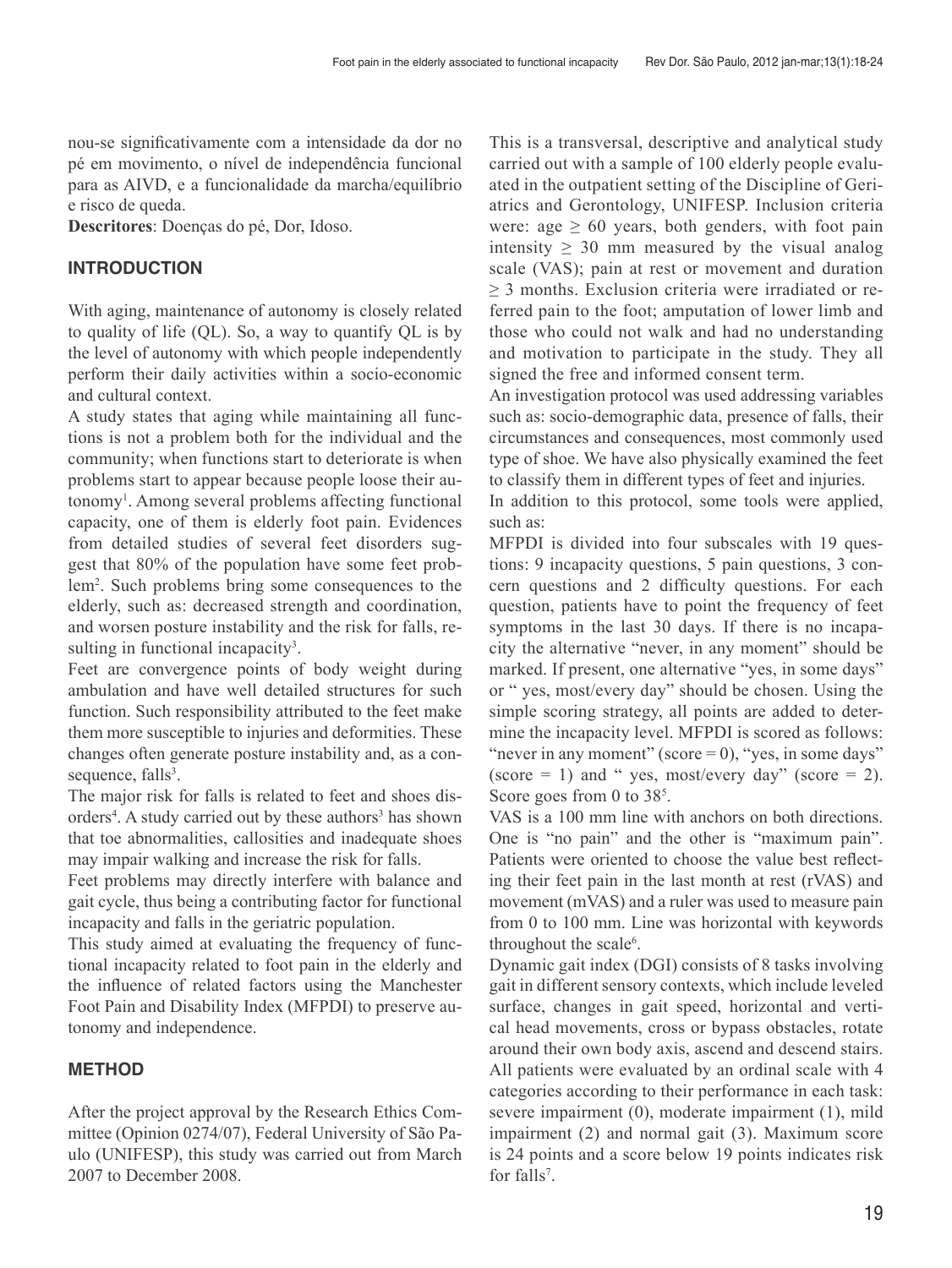nou-se significativamente com a intensidade da dor no pé em movimento, o nível de independência funcional para as AIVD, e a funcionalidade da marcha/equilíbrio e risco de queda.

**Descritores**: Doenças do pé, Dor, Idoso.

## INTRODUCTION

With aging, maintenance of autonomy is closely related to quality of life (QL). So, a way to quantify QL is by the level of autonomy with which people independently perform their daily activities within a socio-economic and cultural context.

A study states that aging while maintaining all functions is not a problem both for the individual and the community; when functions start to deteriorate is when problems start to appear because people loose their autonomy[1]. Among several problems affecting functional capacity, one of them is elderly foot pain. Evidences from detailed studies of several feet disorders suggest that 80% of the population have some feet problem[2]. Such problems bring some consequences to the elderly, such as: decreased strength and coordination, and worsen posture instability and the risk for falls, resulting in functional incapacity[3].

Feet are convergence points of body weight during ambulation and have well detailed structures for such function. Such responsibility attributed to the feet make them more susceptible to injuries and deformities. These changes often generate posture instability and, as a consequence, falls[3].

The major risk for falls is related to feet and shoes disorders[4]. A study carried out by these authors[3] has shown that toe abnormalities, callosities and inadequate shoes may impair walking and increase the risk for falls.

Feet problems may directly interfere with balance and gait cycle, thus being a contributing factor for functional incapacity and falls in the geriatric population.

This study aimed at evaluating the frequency of functional incapacity related to foot pain in the elderly and the influence of related factors using the Manchester Foot Pain and Disability Index (MFPDI) to preserve autonomy and independence.

## METHOD

After the project approval by the Research Ethics Committee (Opinion 0274/07), Federal University of São Paulo (UNIFESP), this study was carried out from March 2007 to December 2008.

This is a transversal, descriptive and analytical study carried out with a sample of 100 elderly people evaluated in the outpatient setting of the Discipline of Geriatrics and Gerontology, UNIFESP. Inclusion criteria were: age $\geq 60$ years, both genders, with foot pain intensity $\geq 30$ mm measured by the visual analog scale (VAS); pain at rest or movement and duration $\geq 3$ months. Exclusion criteria were irradiated or referred pain to the foot; amputation of lower limb and those who could not walk and had no understanding and motivation to participate in the study. They all signed the free and informed consent term.

An investigation protocol was used addressing variables such as: socio-demographic data, presence of falls, their circumstances and consequences, most commonly used type of shoe. We have also physically examined the feet to classify them in different types of feet and injuries.

In addition to this protocol, some tools were applied, such as:

MFPDI is divided into four subscales with 19 questions: 9 incapacity questions, 5 pain questions, 3 concern questions and 2 difficulty questions. For each question, patients have to point the frequency of feet symptoms in the last 30 days. If there is no incapacity the alternative "never, in any moment" should be marked. If present, one alternative "yes, in some days" or " yes, most/every day" should be chosen. Using the simple scoring strategy, all points are added to determine the incapacity level. MFPDI is scored as follows: "never in any moment" (score = 0), "yes, in some days" (score = 1) and " yes, most/every day" (score = 2). Score goes from 0 to 38[5].

VAS is a 100 mm line with anchors on both directions. One is "no pain" and the other is "maximum pain". Patients were oriented to choose the value best reflecting their feet pain in the last month at rest (rVAS) and movement (mVAS) and a ruler was used to measure pain from 0 to 100 mm. Line was horizontal with keywords throughout the scale[6].

Dynamic gait index (DGI) consists of 8 tasks involving gait in different sensory contexts, which include leveled surface, changes in gait speed, horizontal and vertical head movements, cross or bypass obstacles, rotate around their own body axis, ascend and descend stairs. All patients were evaluated by an ordinal scale with 4 categories according to their performance in each task: severe impairment (0), moderate impairment (1), mild impairment (2) and normal gait (3). Maximum score is 24 points and a score below 19 points indicates risk for falls[7].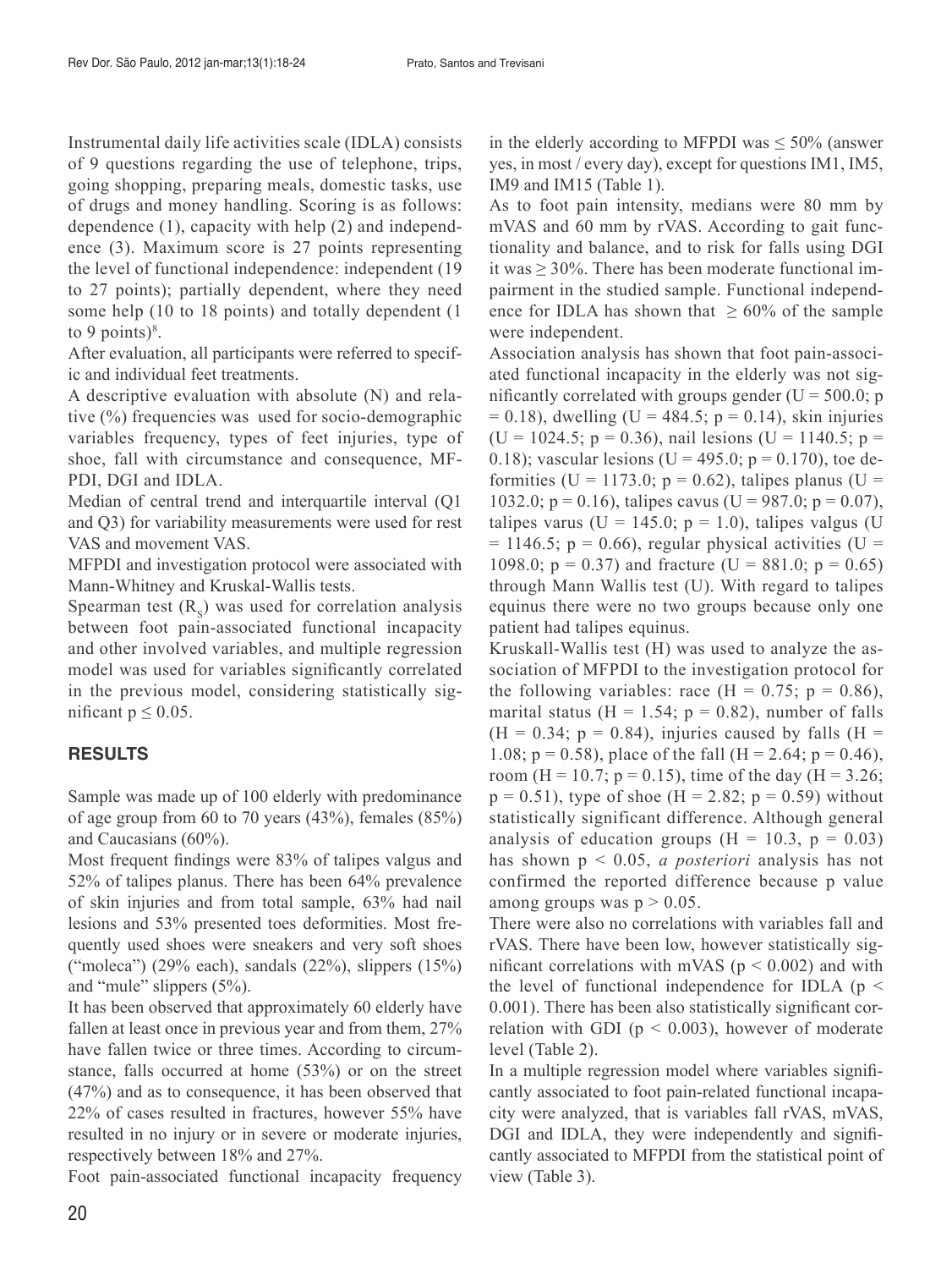Instrumental daily life activities scale (IDLA) consists of 9 questions regarding the use of telephone, trips, going shopping, preparing meals, domestic tasks, use of drugs and money handling. Scoring is as follows: dependence (1), capacity with help (2) and independence (3). Maximum score is 27 points representing the level of functional independence: independent (19 to 27 points); partially dependent, where they need some help (10 to 18 points) and totally dependent (1 to 9 points)[8].

After evaluation, all participants were referred to specific and individual feet treatments.

A descriptive evaluation with absolute (N) and relative (%) frequencies was used for socio-demographic variables frequency, types of feet injuries, type of shoe, fall with circumstance and consequence, MFPDI, DGI and IDLA.

Median of central trend and interquartile interval (Q1 and Q3) for variability measurements were used for rest VAS and movement VAS.

MFPDI and investigation protocol were associated with Mann-Whitney and Kruskal-Wallis tests.

Spearman test ($R_S$) was used for correlation analysis between foot pain-associated functional incapacity and other involved variables, and multiple regression model was used for variables significantly correlated in the previous model, considering statistically significant $p \leq 0.05$.

## RESULTS

Sample was made up of 100 elderly with predominance of age group from 60 to 70 years (43%), females (85%) and Caucasians (60%).

Most frequent findings were 83% of talipes valgus and 52% of talipes planus. There has been 64% prevalence of skin injuries and from total sample, 63% had nail lesions and 53% presented toes deformities. Most frequently used shoes were sneakers and very soft shoes ("moleca") (29% each), sandals (22%), slippers (15%) and "mule" slippers (5%).

It has been observed that approximately 60 elderly have fallen at least once in previous year and from them, 27% have fallen twice or three times. According to circumstance, falls occurred at home (53%) or on the street (47%) and as to consequence, it has been observed that 22% of cases resulted in fractures, however 55% have resulted in no injury or in severe or moderate injuries, respectively between 18% and 27%.

Foot pain-associated functional incapacity frequency in the elderly according to MFPDI was $\leq 50\%$ (answer yes, in most / every day), except for questions IM1, IM5, IM9 and IM15 (Table 1).

As to foot pain intensity, medians were 80 mm by mVAS and 60 mm by rVAS. According to gait functionality and balance, and to risk for falls using DGI it was $\geq 30\%$. There has been moderate functional impairment in the studied sample. Functional independence for IDLA has shown that $\geq 60\%$ of the sample were independent.

Association analysis has shown that foot pain-associated functional incapacity in the elderly was not significantly correlated with groups gender ($U = 500.0$; $p = 0.18$), dwelling ($U = 484.5$; $p = 0.14$), skin injuries ($U = 1024.5$; $p = 0.36$), nail lesions ($U = 1140.5$; $p = 0.18$); vascular lesions ($U = 495.0$; $p = 0.170$), toe deformities ($U = 1173.0$; $p = 0.62$), talipes planus ($U = 1032.0$; $p = 0.16$), talipes cavus ($U = 987.0$; $p = 0.07$), talipes varus ($U = 145.0$; $p = 1.0$), talipes valgus ($U = 1146.5$; $p = 0.66$), regular physical activities ($U = 1098.0$; $p = 0.37$) and fracture ($U = 881.0$; $p = 0.65$) through Mann Wallis test (U). With regard to talipes equinus there were no two groups because only one patient had talipes equinus.

Kruskall-Wallis test (H) was used to analyze the association of MFPDI to the investigation protocol for the following variables: race ($H = 0.75$; $p = 0.86$), marital status ($H = 1.54$; $p = 0.82$), number of falls ($H = 0.34$; $p = 0.84$), injuries caused by falls ($H = 1.08$; $p = 0.58$), place of the fall ($H = 2.64$; $p = 0.46$), room ($H = 10.7$; $p = 0.15$), time of the day ($H = 3.26$; $p = 0.51$), type of shoe ($H = 2.82$; $p = 0.59$) without statistically significant difference. Although general analysis of education groups ($H = 10.3$, $p = 0.03$) has shown $p < 0.05$, *a posteriori* analysis has not confirmed the reported difference because p value among groups was $p > 0.05$.

There were also no correlations with variables fall and rVAS. There have been low, however statistically significant correlations with mVAS ($p < 0.002$) and with the level of functional independence for IDLA ($p < 0.001$). There has been also statistically significant correlation with GDI ($p < 0.003$), however of moderate level (Table 2).

In a multiple regression model where variables significantly associated to foot pain-related functional incapacity were analyzed, that is variables fall rVAS, mVAS, DGI and IDLA, they were independently and significantly associated to MFPDI from the statistical point of view (Table 3).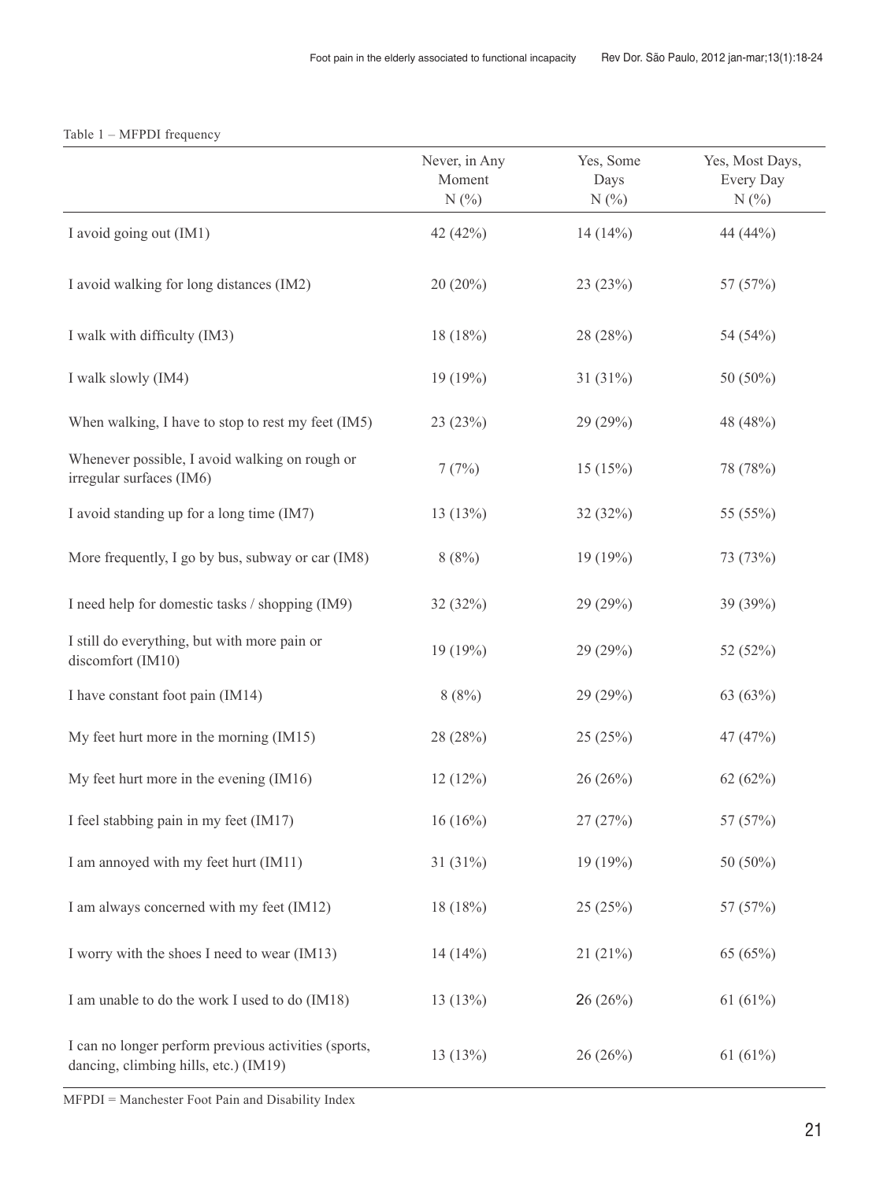Table 1 – MFPDI frequency

| | Never, in Any Moment N (%) | Yes, Some Days N (%) | Yes, Most Days, Every Day N (%) |
|---|---|---|---|
| I avoid going out (IM1) | 42 (42%) | 14 (14%) | 44 (44%) |
| I avoid walking for long distances (IM2) | 20 (20%) | 23 (23%) | 57 (57%) |
| I walk with difficulty (IM3) | 18 (18%) | 28 (28%) | 54 (54%) |
| I walk slowly (IM4) | 19 (19%) | 31 (31%) | 50 (50%) |
| When walking, I have to stop to rest my feet (IM5) | 23 (23%) | 29 (29%) | 48 (48%) |
| Whenever possible, I avoid walking on rough or irregular surfaces (IM6) | 7 (7%) | 15 (15%) | 78 (78%) |
| I avoid standing up for a long time (IM7) | 13 (13%) | 32 (32%) | 55 (55%) |
| More frequently, I go by bus, subway or car (IM8) | 8 (8%) | 19 (19%) | 73 (73%) |
| I need help for domestic tasks / shopping (IM9) | 32 (32%) | 29 (29%) | 39 (39%) |
| I still do everything, but with more pain or discomfort (IM10) | 19 (19%) | 29 (29%) | 52 (52%) |
| I have constant foot pain (IM14) | 8 (8%) | 29 (29%) | 63 (63%) |
| My feet hurt more in the morning (IM15) | 28 (28%) | 25 (25%) | 47 (47%) |
| My feet hurt more in the evening (IM16) | 12 (12%) | 26 (26%) | 62 (62%) |
| I feel stabbing pain in my feet (IM17) | 16 (16%) | 27 (27%) | 57 (57%) |
| I am annoyed with my feet hurt (IM11) | 31 (31%) | 19 (19%) | 50 (50%) |
| I am always concerned with my feet (IM12) | 18 (18%) | 25 (25%) | 57 (57%) |
| I worry with the shoes I need to wear (IM13) | 14 (14%) | 21 (21%) | 65 (65%) |
| I am unable to do the work I used to do (IM18) | 13 (13%) | 26 (26%) | 61 (61%) |
| I can no longer perform previous activities (sports, dancing, climbing hills, etc.) (IM19) | 13 (13%) | 26 (26%) | 61 (61%) |

MFPDI = Manchester Foot Pain and Disability Index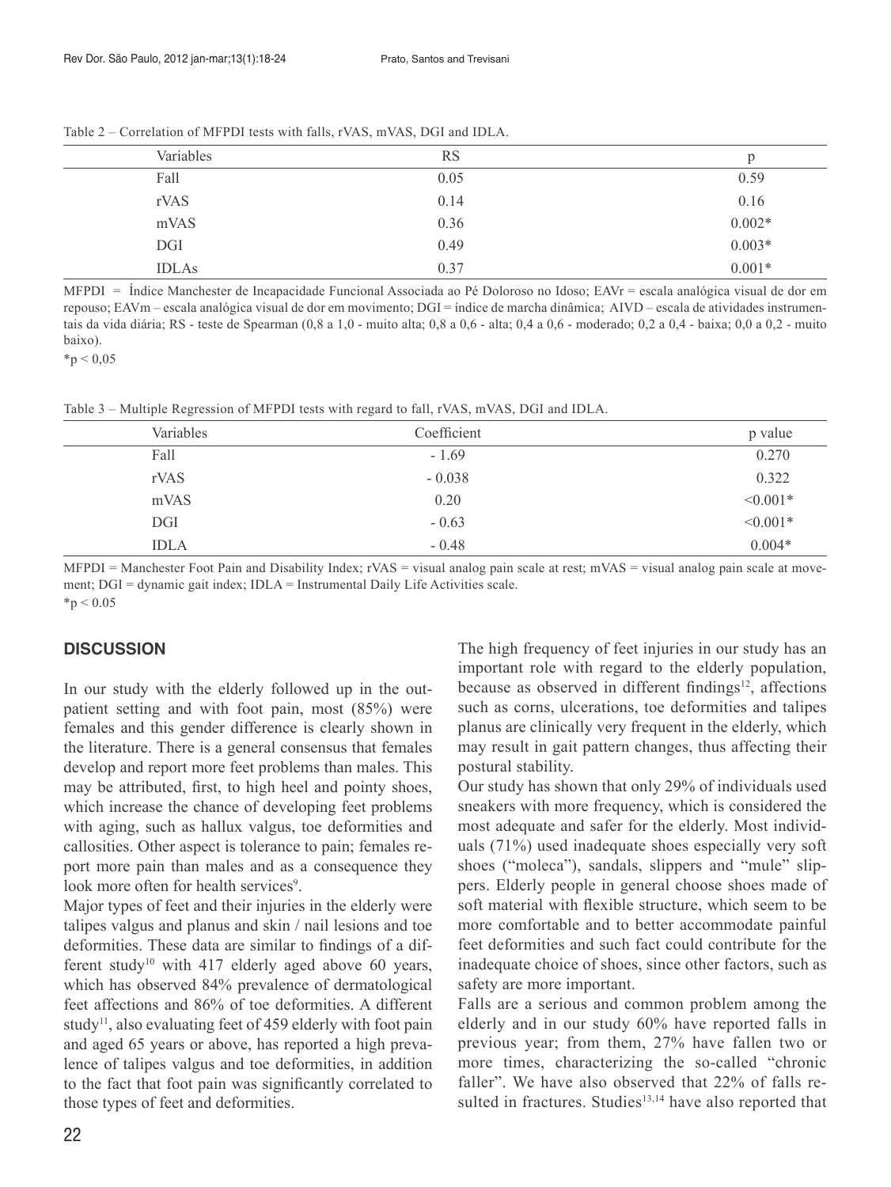Table 2 – Correlation of MFPDI tests with falls, rVAS, mVAS, DGI and IDLA.

| Variables | RS | p |
|---|---|---|
| Fall | 0.05 | 0.59 |
| rVAS | 0.14 | 0.16 |
| mVAS | 0.36 | 0.002* |
| DGI | 0.49 | 0.003* |
| IDLAs | 0.37 | 0.001* |

MFPDI = Índice Manchester de Incapacidade Funcional Associada ao Pé Doloroso no Idoso; EAVr = escala analógica visual de dor em repouso; EAVm – escala analógica visual de dor em movimento; DGI = índice de marcha dinâmica; AIVD – escala de atividades instrumentais da vida diária; RS - teste de Spearman (0,8 a 1,0 - muito alta; 0,8 a 0,6 - alta; 0,4 a 0,6 - moderado; 0,2 a 0,4 - baixa; 0,0 a 0,2 - muito baixo).
*p < 0,05

Table 3 – Multiple Regression of MFPDI tests with regard to fall, rVAS, mVAS, DGI and IDLA.

| Variables | Coefficient | p value |
|---|---|---|
| Fall | - 1.69 | 0.270 |
| rVAS | - 0.038 | 0.322 |
| mVAS | 0.20 | <0.001* |
| DGI | - 0.63 | <0.001* |
| IDLA | - 0.48 | 0.004* |

MFPDI = Manchester Foot Pain and Disability Index; rVAS = visual analog pain scale at rest; mVAS = visual analog pain scale at movement; DGI = dynamic gait index; IDLA = Instrumental Daily Life Activities scale.
*p < 0.05

## DISCUSSION

In our study with the elderly followed up in the outpatient setting and with foot pain, most (85%) were females and this gender difference is clearly shown in the literature. There is a general consensus that females develop and report more feet problems than males. This may be attributed, first, to high heel and pointy shoes, which increase the chance of developing feet problems with aging, such as hallux valgus, toe deformities and callosities. Other aspect is tolerance to pain; females report more pain than males and as a consequence they look more often for health services[9].

Major types of feet and their injuries in the elderly were talipes valgus and planus and skin / nail lesions and toe deformities. These data are similar to findings of a different study[10] with 417 elderly aged above 60 years, which has observed 84% prevalence of dermatological feet affections and 86% of toe deformities. A different study[11], also evaluating feet of 459 elderly with foot pain and aged 65 years or above, has reported a high prevalence of talipes valgus and toe deformities, in addition to the fact that foot pain was significantly correlated to those types of feet and deformities.

The high frequency of feet injuries in our study has an important role with regard to the elderly population, because as observed in different findings[12], affections such as corns, ulcerations, toe deformities and talipes planus are clinically very frequent in the elderly, which may result in gait pattern changes, thus affecting their postural stability.

Our study has shown that only 29% of individuals used sneakers with more frequency, which is considered the most adequate and safer for the elderly. Most individuals (71%) used inadequate shoes especially very soft shoes ("moleca"), sandals, slippers and "mule" slippers. Elderly people in general choose shoes made of soft material with flexible structure, which seem to be more comfortable and to better accommodate painful feet deformities and such fact could contribute for the inadequate choice of shoes, since other factors, such as safety are more important.

Falls are a serious and common problem among the elderly and in our study 60% have reported falls in previous year; from them, 27% have fallen two or more times, characterizing the so-called "chronic faller". We have also observed that 22% of falls resulted in fractures. Studies[13,14] have also reported that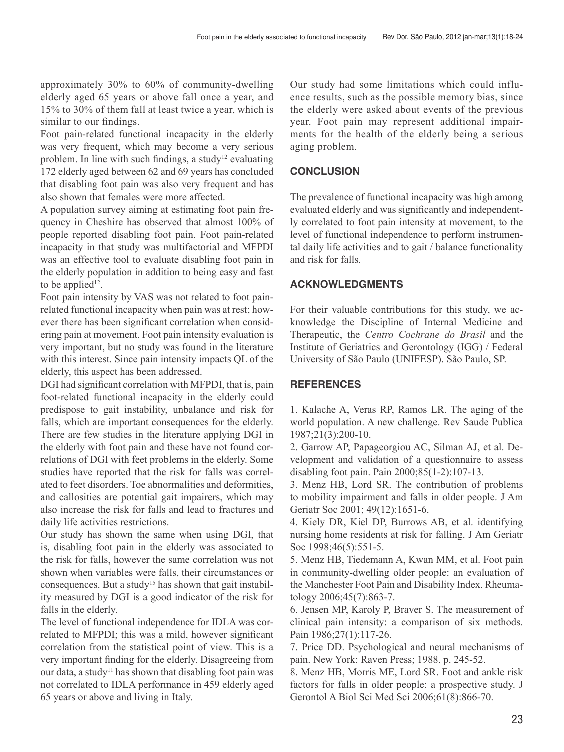approximately 30% to 60% of community-dwelling elderly aged 65 years or above fall once a year, and 15% to 30% of them fall at least twice a year, which is similar to our findings.

Foot pain-related functional incapacity in the elderly was very frequent, which may become a very serious problem. In line with such findings, a study[12] evaluating 172 elderly aged between 62 and 69 years has concluded that disabling foot pain was also very frequent and has also shown that females were more affected.

A population survey aiming at estimating foot pain frequency in Cheshire has observed that almost 100% of people reported disabling foot pain. Foot pain-related incapacity in that study was multifactorial and MFPDI was an effective tool to evaluate disabling foot pain in the elderly population in addition to being easy and fast to be applied[12].

Foot pain intensity by VAS was not related to foot pain-related functional incapacity when pain was at rest; however there has been significant correlation when considering pain at movement. Foot pain intensity evaluation is very important, but no study was found in the literature with this interest. Since pain intensity impacts QL of the elderly, this aspect has been addressed.

DGI had significant correlation with MFPDI, that is, pain foot-related functional incapacity in the elderly could predispose to gait instability, unbalance and risk for falls, which are important consequences for the elderly. There are few studies in the literature applying DGI in the elderly with foot pain and these have not found correlations of DGI with feet problems in the elderly. Some studies have reported that the risk for falls was correlated to feet disorders. Toe abnormalities and deformities, and callosities are potential gait impairers, which may also increase the risk for falls and lead to fractures and daily life activities restrictions.

Our study has shown the same when using DGI, that is, disabling foot pain in the elderly was associated to the risk for falls, however the same correlation was not shown when variables were falls, their circumstances or consequences. But a study[15] has shown that gait instability measured by DGI is a good indicator of the risk for falls in the elderly.

The level of functional independence for IDLA was correlated to MFPDI; this was a mild, however significant correlation from the statistical point of view. This is a very important finding for the elderly. Disagreeing from our data, a study[11] has shown that disabling foot pain was not correlated to IDLA performance in 459 elderly aged 65 years or above and living in Italy.

Our study had some limitations which could influence results, such as the possible memory bias, since the elderly were asked about events of the previous year. Foot pain may represent additional impairments for the health of the elderly being a serious aging problem.

## CONCLUSION

The prevalence of functional incapacity was high among evaluated elderly and was significantly and independently correlated to foot pain intensity at movement, to the level of functional independence to perform instrumental daily life activities and to gait / balance functionality and risk for falls.

## ACKNOWLEDGMENTS

For their valuable contributions for this study, we acknowledge the Discipline of Internal Medicine and Therapeutic, the *Centro Cochrane do Brasil* and the Institute of Geriatrics and Gerontology (IGG) / Federal University of São Paulo (UNIFESP). São Paulo, SP.

## REFERENCES

1. Kalache A, Veras RP, Ramos LR. The aging of the world population. A new challenge. Rev Saude Publica 1987;21(3):200-10.
2. Garrow AP, Papageorgiou AC, Silman AJ, et al. Development and validation of a questionnaire to assess disabling foot pain. Pain 2000;85(1-2):107-13.
3. Menz HB, Lord SR. The contribution of problems to mobility impairment and falls in older people. J Am Geriatr Soc 2001; 49(12):1651-6.
4. Kiely DR, Kiel DP, Burrows AB, et al. identifying nursing home residents at risk for falling. J Am Geriatr Soc 1998;46(5):551-5.
5. Menz HB, Tiedemann A, Kwan MM, et al. Foot pain in community-dwelling older people: an evaluation of the Manchester Foot Pain and Disability Index. Rheumatology 2006;45(7):863-7.
6. Jensen MP, Karoly P, Braver S. The measurement of clinical pain intensity: a comparison of six methods. Pain 1986;27(1):117-26.
7. Price DD. Psychological and neural mechanisms of pain. New York: Raven Press; 1988. p. 245-52.
8. Menz HB, Morris ME, Lord SR. Foot and ankle risk factors for falls in older people: a prospective study. J Gerontol A Biol Sci Med Sci 2006;61(8):866-70.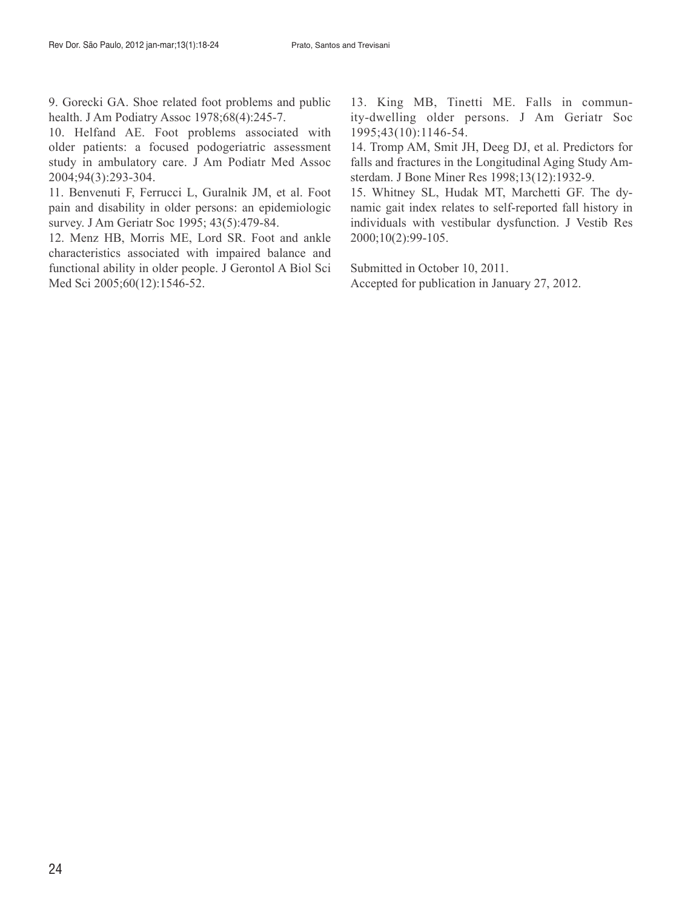9. Gorecki GA. Shoe related foot problems and public health. J Am Podiatry Assoc 1978;68(4):245-7.

10. Helfand AE. Foot problems associated with older patients: a focused podogeriatric assessment study in ambulatory care. J Am Podiatr Med Assoc 2004;94(3):293-304.

11. Benvenuti F, Ferrucci L, Guralnik JM, et al. Foot pain and disability in older persons: an epidemiologic survey. J Am Geriatr Soc 1995; 43(5):479-84.

12. Menz HB, Morris ME, Lord SR. Foot and ankle characteristics associated with impaired balance and functional ability in older people. J Gerontol A Biol Sci Med Sci 2005;60(12):1546-52.

13. King MB, Tinetti ME. Falls in community-dwelling older persons. J Am Geriatr Soc 1995;43(10):1146-54.

14. Tromp AM, Smit JH, Deeg DJ, et al. Predictors for falls and fractures in the Longitudinal Aging Study Amsterdam. J Bone Miner Res 1998;13(12):1932-9.

15. Whitney SL, Hudak MT, Marchetti GF. The dynamic gait index relates to self-reported fall history in individuals with vestibular dysfunction. J Vestib Res 2000;10(2):99-105.

Submitted in October 10, 2011.
Accepted for publication in January 27, 2012.